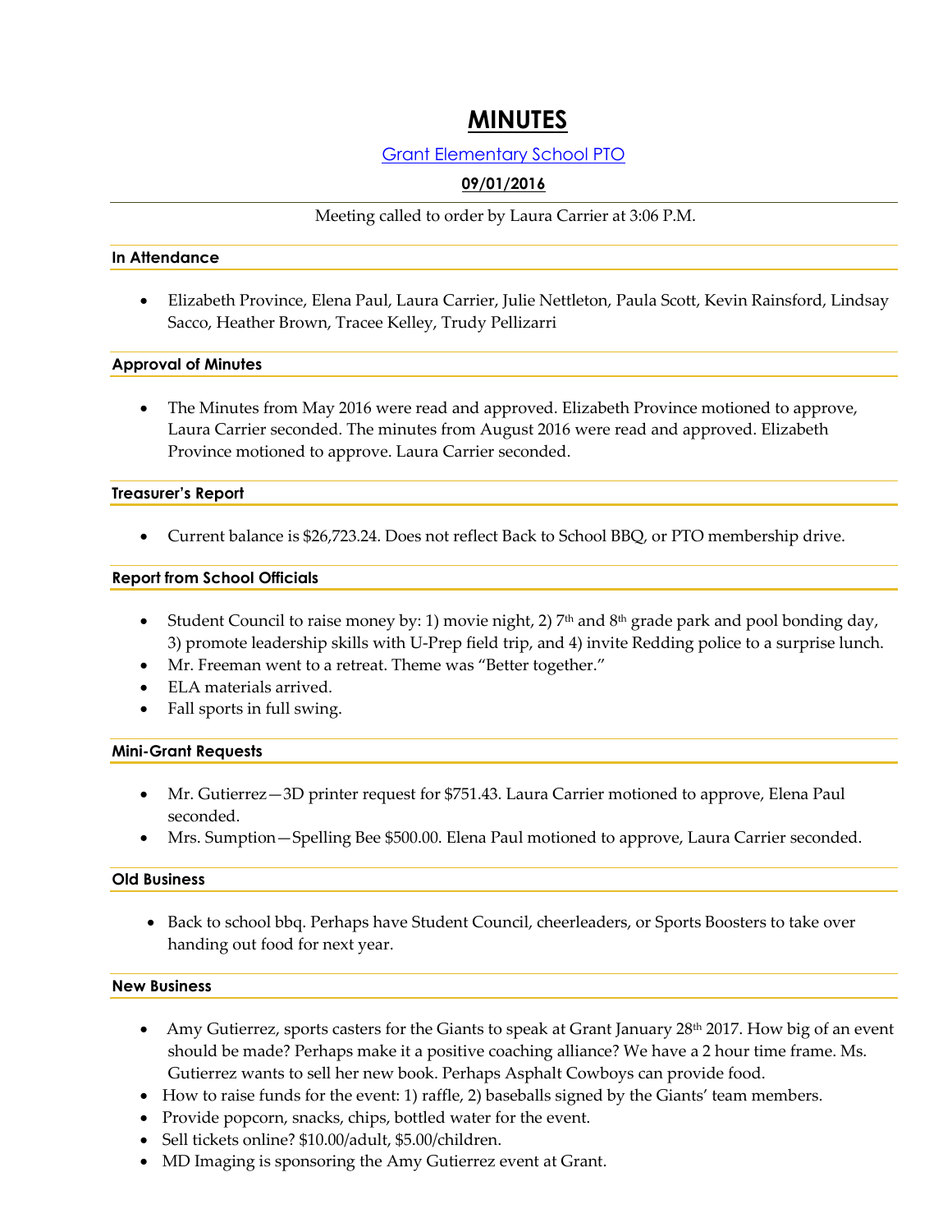# MINUTES

Grant Elementary School PTO

**09/01/2016**

Meeting called to order by Laura Carrier at 3:06 P.M.

### In Attendance

- Elizabeth Province, Elena Paul, Laura Carrier, Julie Nettleton, Paula Scott, Kevin Rainsford, Lindsay Sacco, Heather Brown, Tracee Kelley, Trudy Pellizarri

### Approval of Minutes

- The Minutes from May 2016 were read and approved. Elizabeth Province motioned to approve, Laura Carrier seconded. The minutes from August 2016 were read and approved. Elizabeth Province motioned to approve. Laura Carrier seconded.

### Treasurer's Report

- Current balance is $26,723.24. Does not reflect Back to School BBQ, or PTO membership drive.

### Report from School Officials

- Student Council to raise money by: 1) movie night, 2) 7th and 8th grade park and pool bonding day, 3) promote leadership skills with U-Prep field trip, and 4) invite Redding police to a surprise lunch.
- Mr. Freeman went to a retreat. Theme was "Better together."
- ELA materials arrived.
- Fall sports in full swing.

### Mini-Grant Requests

- Mr. Gutierrez—3D printer request for $751.43. Laura Carrier motioned to approve, Elena Paul seconded.
- Mrs. Sumption—Spelling Bee $500.00. Elena Paul motioned to approve, Laura Carrier seconded.

### Old Business

- Back to school bbq. Perhaps have Student Council, cheerleaders, or Sports Boosters to take over handing out food for next year.

### New Business

- Amy Gutierrez, sports casters for the Giants to speak at Grant January 28th 2017. How big of an event should be made? Perhaps make it a positive coaching alliance? We have a 2 hour time frame. Ms. Gutierrez wants to sell her new book. Perhaps Asphalt Cowboys can provide food.
- How to raise funds for the event: 1) raffle, 2) baseballs signed by the Giants' team members.
- Provide popcorn, snacks, chips, bottled water for the event.
- Sell tickets online? $10.00/adult, $5.00/children.
- MD Imaging is sponsoring the Amy Gutierrez event at Grant.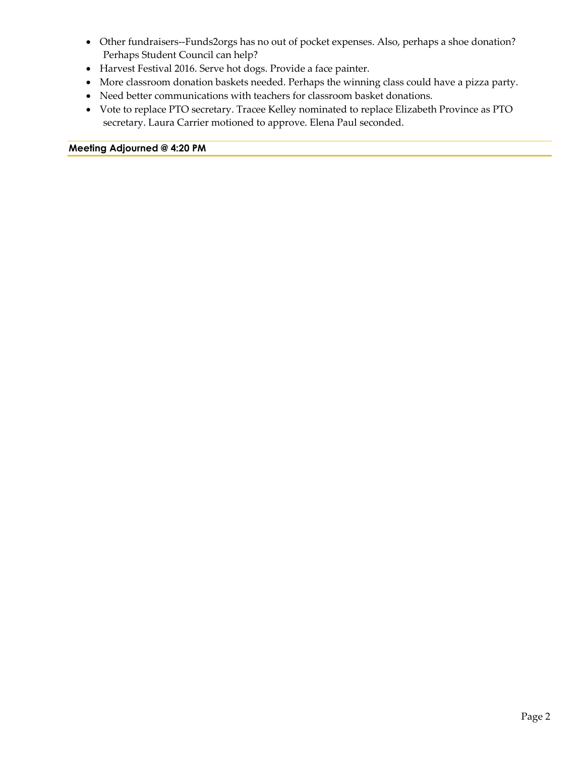- Other fundraisers--Funds2orgs has no out of pocket expenses. Also, perhaps a shoe donation? Perhaps Student Council can help?
- Harvest Festival 2016. Serve hot dogs. Provide a face painter.
- More classroom donation baskets needed. Perhaps the winning class could have a pizza party.
- Need better communications with teachers for classroom basket donations.
- Vote to replace PTO secretary. Tracee Kelley nominated to replace Elizabeth Province as PTO secretary. Laura Carrier motioned to approve. Elena Paul seconded.

**Meeting Adjourned @ 4:20 PM**